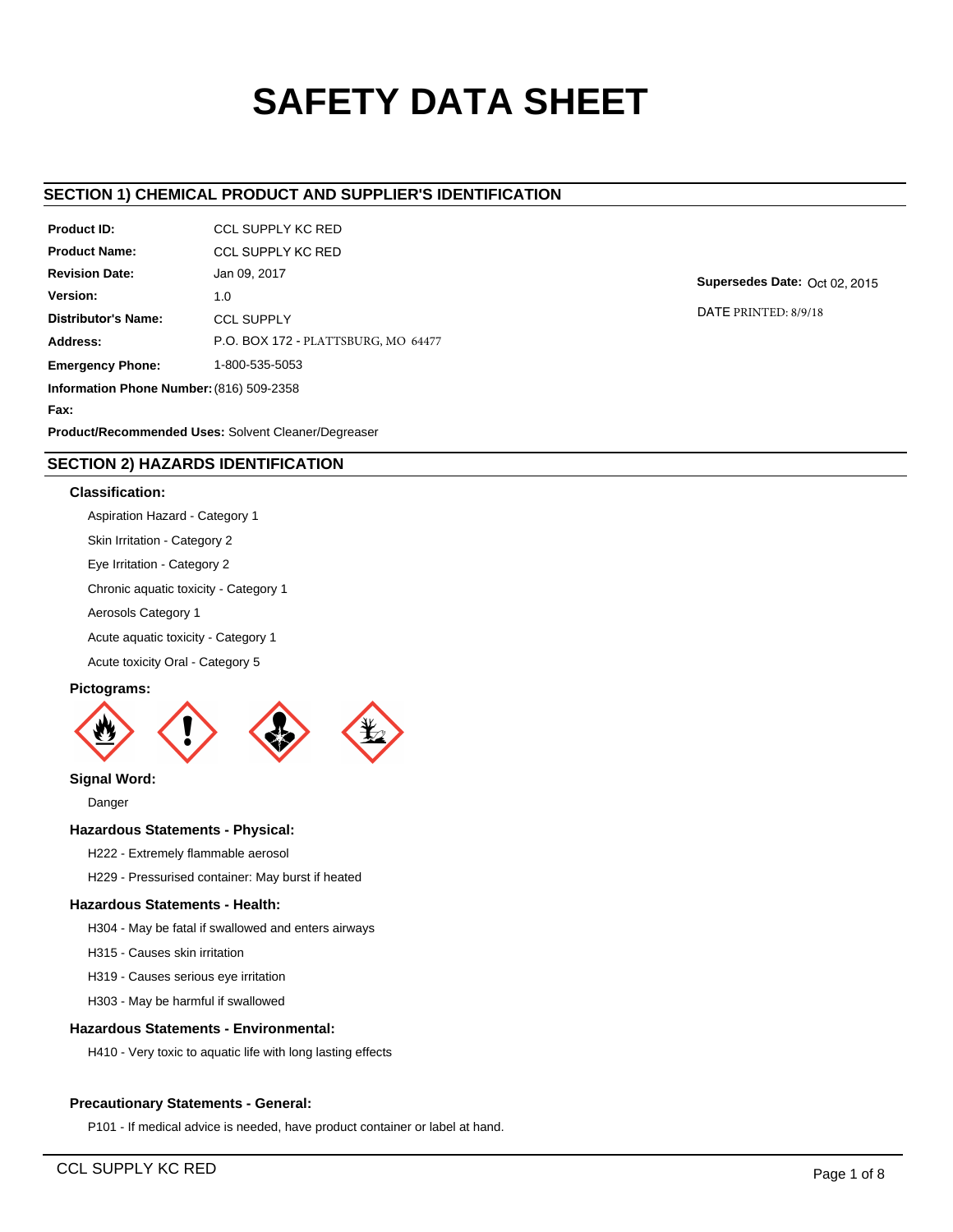# SAFETY DATA SHEET

## SECTION 1) CHEMICAL PRODUCT AND SUPPLIER'S IDENTIFICATION

**Product ID:** CCL SUPPLY KC RED

**Product Name:** CCL SUPPLY KC RED

**Revision Date:** Jan 09, 2017

**Version:** 1.0

**Distributor's Name:** CCL SUPPLY

**Address:** P.O. BOX 172 - PLATTSBURG, MO 64477

**Emergency Phone:** 1-800-535-5053

**Information Phone Number:** (816) 509-2358

**Fax:**

**Product/Recommended Uses:** Solvent Cleaner/Degreaser

**Supersedes Date:** Oct 02, 2015

DATE PRINTED: 8/9/18

## SECTION 2) HAZARDS IDENTIFICATION

### Classification:

Aspiration Hazard - Category 1

Skin Irritation - Category 2

Eye Irritation - Category 2

Chronic aquatic toxicity - Category 1

Aerosols Category 1

Acute aquatic toxicity - Category 1

Acute toxicity Oral - Category 5

### Pictograms:

### Signal Word:

Danger

### Hazardous Statements - Physical:

H222 - Extremely flammable aerosol

H229 - Pressurised container: May burst if heated

### Hazardous Statements - Health:

H304 - May be fatal if swallowed and enters airways

H315 - Causes skin irritation

H319 - Causes serious eye irritation

H303 - May be harmful if swallowed

### Hazardous Statements - Environmental:

H410 - Very toxic to aquatic life with long lasting effects

### Precautionary Statements - General:

P101 - If medical advice is needed, have product container or label at hand.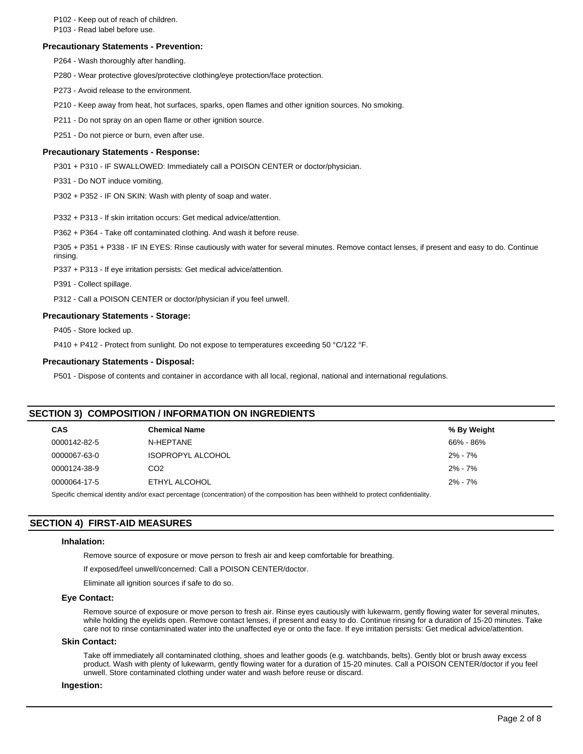P102 - Keep out of reach of children.

P103 - Read label before use.

### Precautionary Statements - Prevention:

P264 - Wash thoroughly after handling.

P280 - Wear protective gloves/protective clothing/eye protection/face protection.

P273 - Avoid release to the environment.

P210 - Keep away from heat, hot surfaces, sparks, open flames and other ignition sources. No smoking.

P211 - Do not spray on an open flame or other ignition source.

P251 - Do not pierce or burn, even after use.

### Precautionary Statements - Response:

P301 + P310 - IF SWALLOWED: Immediately call a POISON CENTER or doctor/physician.

P331 - Do NOT induce vomiting.

P302 + P352 - IF ON SKIN: Wash with plenty of soap and water.

P332 + P313 - If skin irritation occurs: Get medical advice/attention.

P362 + P364 - Take off contaminated clothing. And wash it before reuse.

P305 + P351 + P338 - IF IN EYES: Rinse cautiously with water for several minutes. Remove contact lenses, if present and easy to do. Continue rinsing.

P337 + P313 - If eye irritation persists: Get medical advice/attention.

P391 - Collect spillage.

P312 - Call a POISON CENTER or doctor/physician if you feel unwell.

### Precautionary Statements - Storage:

P405 - Store locked up.

P410 + P412 - Protect from sunlight. Do not expose to temperatures exceeding 50 °C/122 °F.

### Precautionary Statements - Disposal:

P501 - Dispose of contents and container in accordance with all local, regional, national and international regulations.

## SECTION 3) COMPOSITION / INFORMATION ON INGREDIENTS

| CAS | Chemical Name | % By Weight |
| --- | --- | --- |
| 0000142-82-5 | N-HEPTANE | 66% - 86% |
| 0000067-63-0 | ISOPROPYL ALCOHOL | 2% - 7% |
| 0000124-38-9 | $CO_2$ | 2% - 7% |
| 0000064-17-5 | ETHYL ALCOHOL | 2% - 7% |

Specific chemical identity and/or exact percentage (concentration) of the composition has been withheld to protect confidentiality.

## SECTION 4) FIRST-AID MEASURES

### Inhalation:

Remove source of exposure or move person to fresh air and keep comfortable for breathing.

If exposed/feel unwell/concerned: Call a POISON CENTER/doctor.

Eliminate all ignition sources if safe to do so.

### Eye Contact:

Remove source of exposure or move person to fresh air. Rinse eyes cautiously with lukewarm, gently flowing water for several minutes, while holding the eyelids open. Remove contact lenses, if present and easy to do. Continue rinsing for a duration of 15-20 minutes. Take care not to rinse contaminated water into the unaffected eye or onto the face. If eye irritation persists: Get medical advice/attention.

### Skin Contact:

Take off immediately all contaminated clothing, shoes and leather goods (e.g. watchbands, belts). Gently blot or brush away excess product. Wash with plenty of lukewarm, gently flowing water for a duration of 15-20 minutes. Call a POISON CENTER/doctor if you feel unwell. Store contaminated clothing under water and wash before reuse or discard.

### Ingestion: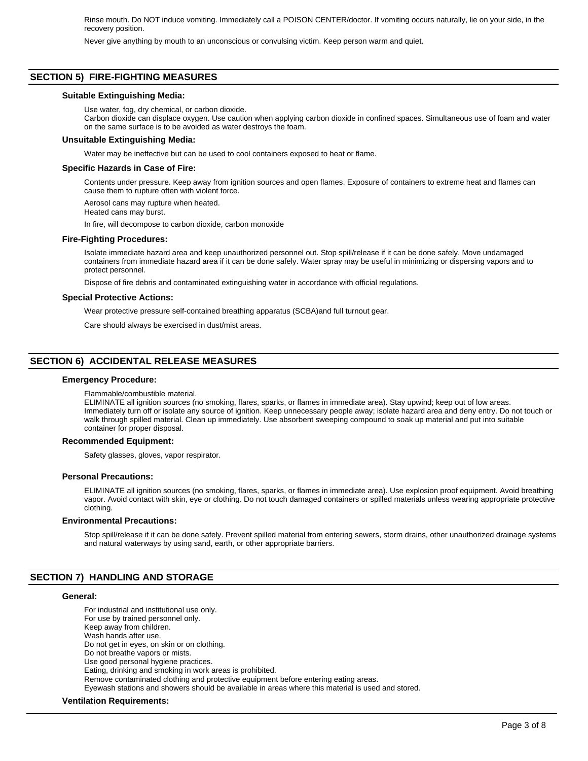Rinse mouth. Do NOT induce vomiting. Immediately call a POISON CENTER/doctor. If vomiting occurs naturally, lie on your side, in the recovery position.

Never give anything by mouth to an unconscious or convulsing victim. Keep person warm and quiet.

## SECTION 5) FIRE-FIGHTING MEASURES

### Suitable Extinguishing Media:

Use water, fog, dry chemical, or carbon dioxide.
Carbon dioxide can displace oxygen. Use caution when applying carbon dioxide in confined spaces. Simultaneous use of foam and water on the same surface is to be avoided as water destroys the foam.

### Unsuitable Extinguishing Media:

Water may be ineffective but can be used to cool containers exposed to heat or flame.

### Specific Hazards in Case of Fire:

Contents under pressure. Keep away from ignition sources and open flames. Exposure of containers to extreme heat and flames can cause them to rupture often with violent force.

Aerosol cans may rupture when heated.
Heated cans may burst.

In fire, will decompose to carbon dioxide, carbon monoxide

### Fire-Fighting Procedures:

Isolate immediate hazard area and keep unauthorized personnel out. Stop spill/release if it can be done safely. Move undamaged containers from immediate hazard area if it can be done safely. Water spray may be useful in minimizing or dispersing vapors and to protect personnel.

Dispose of fire debris and contaminated extinguishing water in accordance with official regulations.

### Special Protective Actions:

Wear protective pressure self-contained breathing apparatus (SCBA)and full turnout gear.

Care should always be exercised in dust/mist areas.

## SECTION 6) ACCIDENTAL RELEASE MEASURES

### Emergency Procedure:

Flammable/combustible material.
ELIMINATE all ignition sources (no smoking, flares, sparks, or flames in immediate area). Stay upwind; keep out of low areas. Immediately turn off or isolate any source of ignition. Keep unnecessary people away; isolate hazard area and deny entry. Do not touch or walk through spilled material. Clean up immediately. Use absorbent sweeping compound to soak up material and put into suitable container for proper disposal.

### Recommended Equipment:

Safety glasses, gloves, vapor respirator.

### Personal Precautions:

ELIMINATE all ignition sources (no smoking, flares, sparks, or flames in immediate area). Use explosion proof equipment. Avoid breathing vapor. Avoid contact with skin, eye or clothing. Do not touch damaged containers or spilled materials unless wearing appropriate protective clothing.

### Environmental Precautions:

Stop spill/release if it can be done safely. Prevent spilled material from entering sewers, storm drains, other unauthorized drainage systems and natural waterways by using sand, earth, or other appropriate barriers.

## SECTION 7) HANDLING AND STORAGE

### General:

For industrial and institutional use only.
For use by trained personnel only.
Keep away from children.
Wash hands after use.
Do not get in eyes, on skin or on clothing.
Do not breathe vapors or mists.
Use good personal hygiene practices.
Eating, drinking and smoking in work areas is prohibited.
Remove contaminated clothing and protective equipment before entering eating areas.
Eyewash stations and showers should be available in areas where this material is used and stored.

### Ventilation Requirements: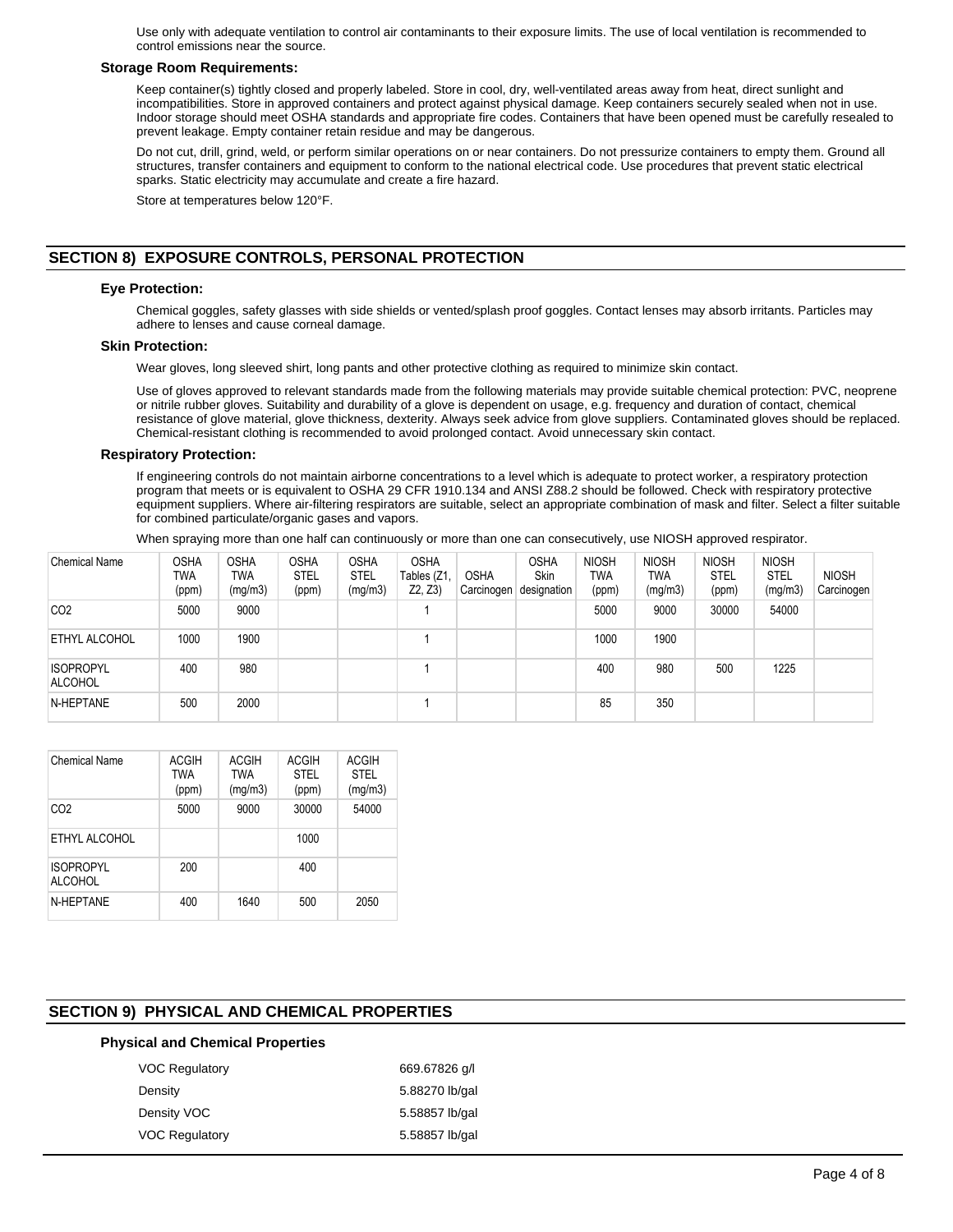Use only with adequate ventilation to control air contaminants to their exposure limits. The use of local ventilation is recommended to control emissions near the source.

**Storage Room Requirements:**

Keep container(s) tightly closed and properly labeled. Store in cool, dry, well-ventilated areas away from heat, direct sunlight and incompatibilities. Store in approved containers and protect against physical damage. Keep containers securely sealed when not in use. Indoor storage should meet OSHA standards and appropriate fire codes. Containers that have been opened must be carefully resealed to prevent leakage. Empty container retain residue and may be dangerous.

Do not cut, drill, grind, weld, or perform similar operations on or near containers. Do not pressurize containers to empty them. Ground all structures, transfer containers and equipment to conform to the national electrical code. Use procedures that prevent static electrical sparks. Static electricity may accumulate and create a fire hazard.

Store at temperatures below 120°F.

## SECTION 8) EXPOSURE CONTROLS, PERSONAL PROTECTION

**Eye Protection:**

Chemical goggles, safety glasses with side shields or vented/splash proof goggles. Contact lenses may absorb irritants. Particles may adhere to lenses and cause corneal damage.

**Skin Protection:**

Wear gloves, long sleeved shirt, long pants and other protective clothing as required to minimize skin contact.

Use of gloves approved to relevant standards made from the following materials may provide suitable chemical protection: PVC, neoprene or nitrile rubber gloves. Suitability and durability of a glove is dependent on usage, e.g. frequency and duration of contact, chemical resistance of glove material, glove thickness, dexterity. Always seek advice from glove suppliers. Contaminated gloves should be replaced. Chemical-resistant clothing is recommended to avoid prolonged contact. Avoid unnecessary skin contact.

**Respiratory Protection:**

If engineering controls do not maintain airborne concentrations to a level which is adequate to protect worker, a respiratory protection program that meets or is equivalent to OSHA 29 CFR 1910.134 and ANSI Z88.2 should be followed. Check with respiratory protective equipment suppliers. Where air-filtering respirators are suitable, select an appropriate combination of mask and filter. Select a filter suitable for combined particulate/organic gases and vapors.

When spraying more than one half can continuously or more than one can consecutively, use NIOSH approved respirator.

| Chemical Name | OSHA TWA (ppm) | OSHA TWA (mg/m3) | OSHA STEL (ppm) | OSHA STEL (mg/m3) | OSHA Tables (Z1, Z2, Z3) | OSHA Carcinogen | OSHA Skin designation | NIOSH TWA (ppm) | NIOSH TWA (mg/m3) | NIOSH STEL (ppm) | NIOSH STEL (mg/m3) | NIOSH Carcinogen |
|---|---|---|---|---|---|---|---|---|---|---|---|---|
| CO2 | 5000 | 9000 | | | 1 | | | 5000 | 9000 | 30000 | 54000 | |
| ETHYL ALCOHOL | 1000 | 1900 | | | 1 | | | 1000 | 1900 | | | |
| ISOPROPYL ALCOHOL | 400 | 980 | | | 1 | | | 400 | 980 | 500 | 1225 | |
| N-HEPTANE | 500 | 2000 | | | 1 | | | 85 | 350 | | | |

| Chemical Name | ACGIH TWA (ppm) | ACGIH TWA (mg/m3) | ACGIH STEL (ppm) | ACGIH STEL (mg/m3) |
|---|---|---|---|---|
| CO2 | 5000 | 9000 | 30000 | 54000 |
| ETHYL ALCOHOL | | | 1000 | |
| ISOPROPYL ALCOHOL | 200 | | 400 | |
| N-HEPTANE | 400 | 1640 | 500 | 2050 |

## SECTION 9) PHYSICAL AND CHEMICAL PROPERTIES

**Physical and Chemical Properties**

| | |
|---|---|
| VOC Regulatory | 669.67826 g/l |
| Density | 5.88270 lb/gal |
| Density VOC | 5.58857 lb/gal |
| VOC Regulatory | 5.58857 lb/gal |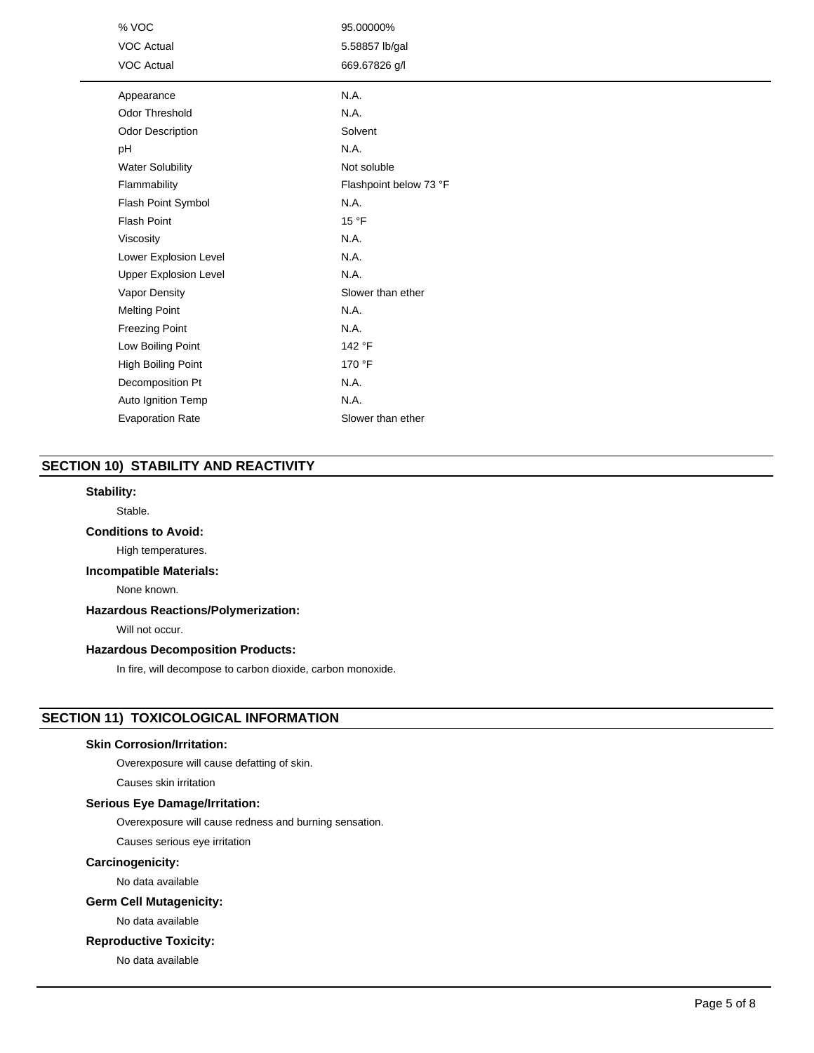| | |
|---|---|
| % VOC | 95.00000% |
| VOC Actual | 5.58857 lb/gal |
| VOC Actual | 669.67826 g/l |

| | |
|---|---|
| Appearance | N.A. |
| Odor Threshold | N.A. |
| Odor Description | Solvent |
| pH | N.A. |
| Water Solubility | Not soluble |
| Flammability | Flashpoint below 73 °F |
| Flash Point Symbol | N.A. |
| Flash Point | 15 °F |
| Viscosity | N.A. |
| Lower Explosion Level | N.A. |
| Upper Explosion Level | N.A. |
| Vapor Density | Slower than ether |
| Melting Point | N.A. |
| Freezing Point | N.A. |
| Low Boiling Point | 142 °F |
| High Boiling Point | 170 °F |
| Decomposition Pt | N.A. |
| Auto Ignition Temp | N.A. |
| Evaporation Rate | Slower than ether |

## SECTION 10) STABILITY AND REACTIVITY

**Stability:**

Stable.

**Conditions to Avoid:**

High temperatures.

**Incompatible Materials:**

None known.

**Hazardous Reactions/Polymerization:**

Will not occur.

**Hazardous Decomposition Products:**

In fire, will decompose to carbon dioxide, carbon monoxide.

## SECTION 11) TOXICOLOGICAL INFORMATION

**Skin Corrosion/Irritation:**

Overexposure will cause defatting of skin.

Causes skin irritation

**Serious Eye Damage/Irritation:**

Overexposure will cause redness and burning sensation.

Causes serious eye irritation

**Carcinogenicity:**

No data available

**Germ Cell Mutagenicity:**

No data available

**Reproductive Toxicity:**

No data available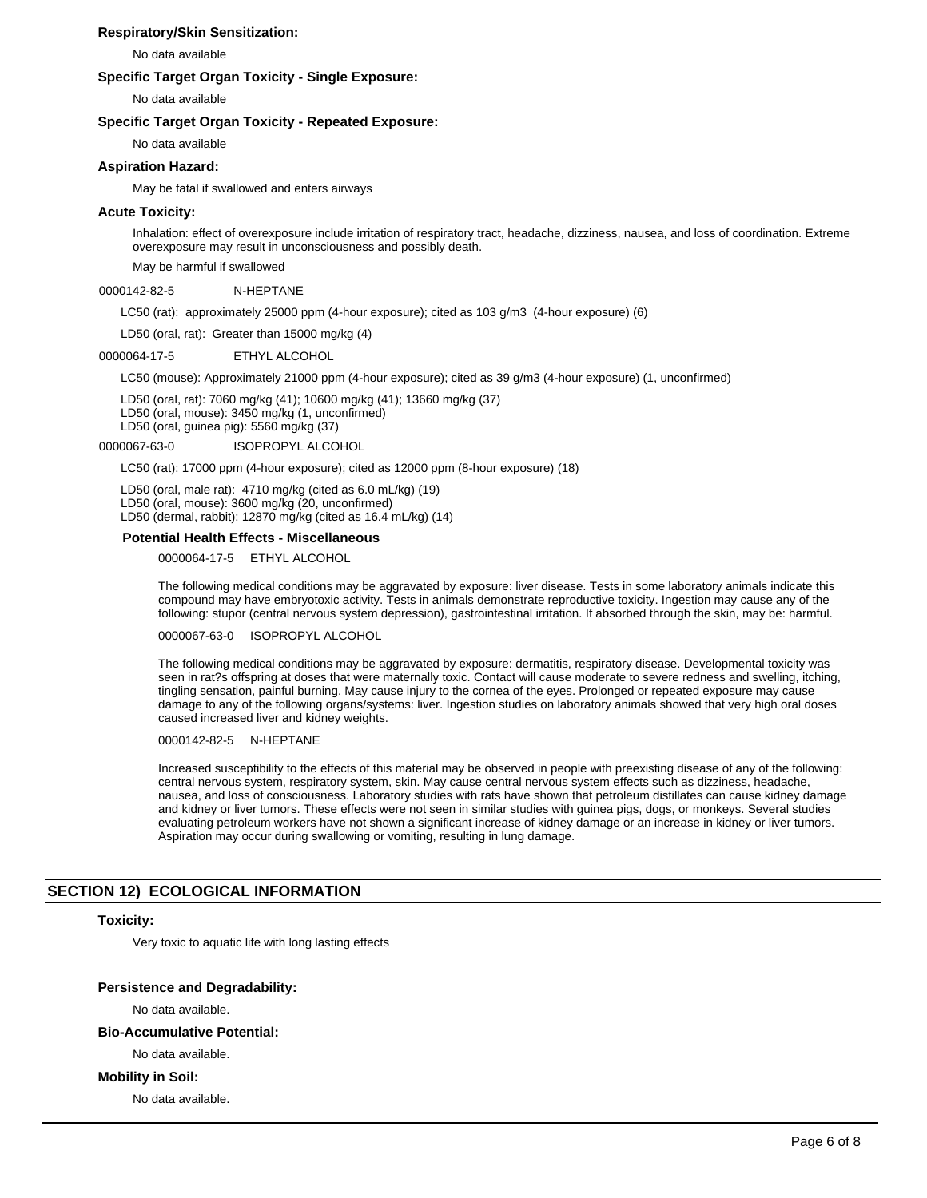### Respiratory/Skin Sensitization:

No data available

### Specific Target Organ Toxicity - Single Exposure:

No data available

### Specific Target Organ Toxicity - Repeated Exposure:

No data available

### Aspiration Hazard:

May be fatal if swallowed and enters airways

### Acute Toxicity:

Inhalation: effect of overexposure include irritation of respiratory tract, headache, dizziness, nausea, and loss of coordination. Extreme overexposure may result in unconsciousness and possibly death.

May be harmful if swallowed

0000142-82-5 N-HEPTANE

LC50 (rat): approximately 25000 ppm (4-hour exposure); cited as 103 g/m3 (4-hour exposure) (6)

LD50 (oral, rat): Greater than 15000 mg/kg (4)

0000064-17-5 ETHYL ALCOHOL

LC50 (mouse): Approximately 21000 ppm (4-hour exposure); cited as 39 g/m3 (4-hour exposure) (1, unconfirmed)

LD50 (oral, rat): 7060 mg/kg (41); 10600 mg/kg (41); 13660 mg/kg (37)
LD50 (oral, mouse): 3450 mg/kg (1, unconfirmed)
LD50 (oral, guinea pig): 5560 mg/kg (37)

0000067-63-0 ISOPROPYL ALCOHOL

LC50 (rat): 17000 ppm (4-hour exposure); cited as 12000 ppm (8-hour exposure) (18)

LD50 (oral, male rat): 4710 mg/kg (cited as 6.0 mL/kg) (19)
LD50 (oral, mouse): 3600 mg/kg (20, unconfirmed)
LD50 (dermal, rabbit): 12870 mg/kg (cited as 16.4 mL/kg) (14)

### Potential Health Effects - Miscellaneous

0000064-17-5 ETHYL ALCOHOL

The following medical conditions may be aggravated by exposure: liver disease. Tests in some laboratory animals indicate this compound may have embryotoxic activity. Tests in animals demonstrate reproductive toxicity. Ingestion may cause any of the following: stupor (central nervous system depression), gastrointestinal irritation. If absorbed through the skin, may be: harmful.

0000067-63-0 ISOPROPYL ALCOHOL

The following medical conditions may be aggravated by exposure: dermatitis, respiratory disease. Developmental toxicity was seen in rat?s offspring at doses that were maternally toxic. Contact will cause moderate to severe redness and swelling, itching, tingling sensation, painful burning. May cause injury to the cornea of the eyes. Prolonged or repeated exposure may cause damage to any of the following organs/systems: liver. Ingestion studies on laboratory animals showed that very high oral doses caused increased liver and kidney weights.

0000142-82-5 N-HEPTANE

Increased susceptibility to the effects of this material may be observed in people with preexisting disease of any of the following: central nervous system, respiratory system, skin. May cause central nervous system effects such as dizziness, headache, nausea, and loss of consciousness. Laboratory studies with rats have shown that petroleum distillates can cause kidney damage and kidney or liver tumors. These effects were not seen in similar studies with guinea pigs, dogs, or monkeys. Several studies evaluating petroleum workers have not shown a significant increase of kidney damage or an increase in kidney or liver tumors. Aspiration may occur during swallowing or vomiting, resulting in lung damage.

## SECTION 12) ECOLOGICAL INFORMATION

### Toxicity:

Very toxic to aquatic life with long lasting effects

### Persistence and Degradability:

No data available.

### Bio-Accumulative Potential:

No data available.

### Mobility in Soil:

No data available.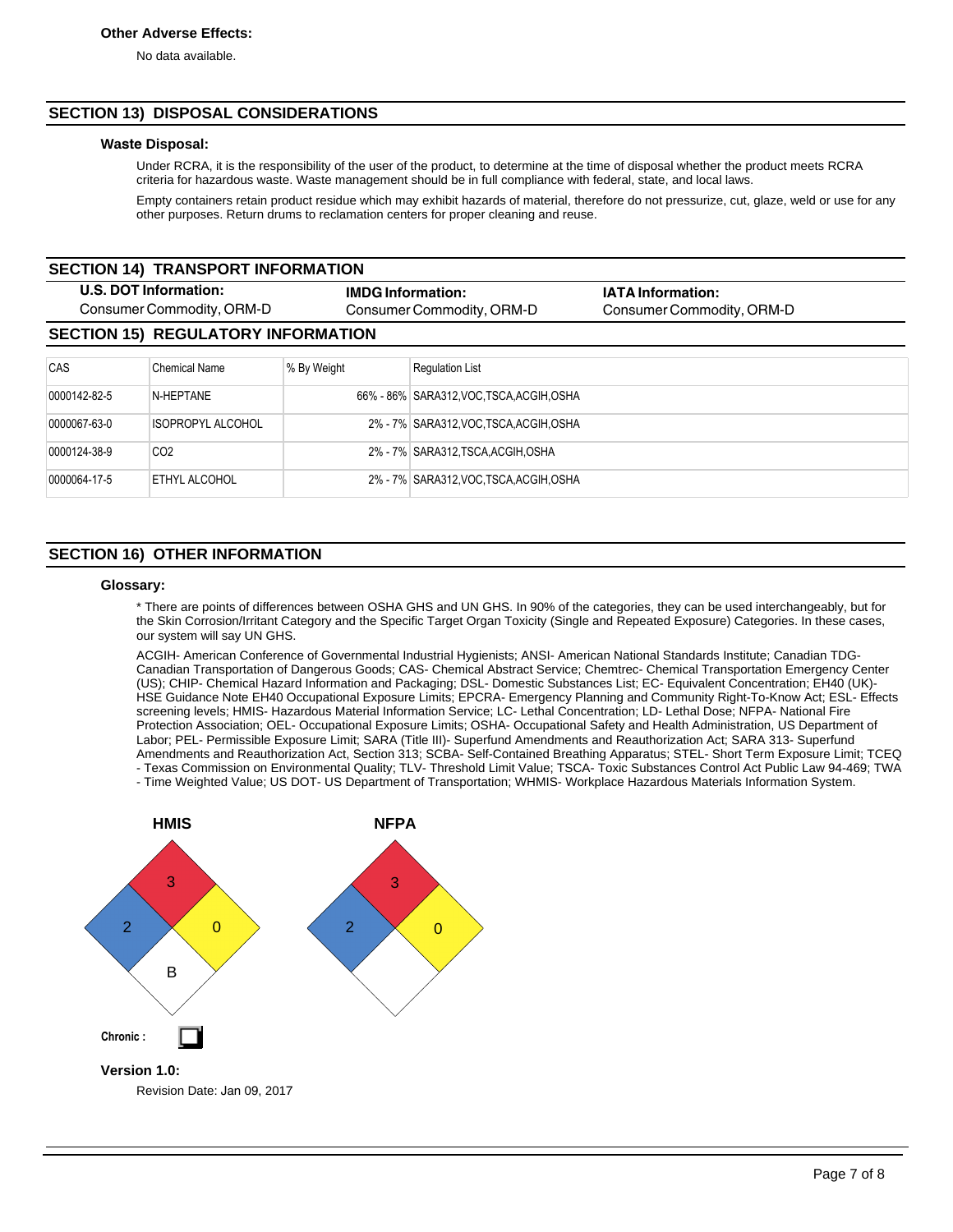**Other Adverse Effects:**

No data available.

## SECTION 13) DISPOSAL CONSIDERATIONS

**Waste Disposal:**

Under RCRA, it is the responsibility of the user of the product, to determine at the time of disposal whether the product meets RCRA criteria for hazardous waste. Waste management should be in full compliance with federal, state, and local laws.

Empty containers retain product residue which may exhibit hazards of material, therefore do not pressurize, cut, glaze, weld or use for any other purposes. Return drums to reclamation centers for proper cleaning and reuse.

## SECTION 14) TRANSPORT INFORMATION

| U.S. DOT Information: | IMDG Information: | IATA Information: |
|---|---|---|
| Consumer Commodity, ORM-D | Consumer Commodity, ORM-D | Consumer Commodity, ORM-D |

## SECTION 15) REGULATORY INFORMATION

| CAS | Chemical Name | % By Weight | Regulation List |
|---|---|---|---|
| 0000142-82-5 | N-HEPTANE | 66% - 86% | SARA312,VOC,TSCA,ACGIH,OSHA |
| 0000067-63-0 | ISOPROPYL ALCOHOL | 2% - 7% | SARA312,VOC,TSCA,ACGIH,OSHA |
| 0000124-38-9 | CO2 | 2% - 7% | SARA312,TSCA,ACGIH,OSHA |
| 0000064-17-5 | ETHYL ALCOHOL | 2% - 7% | SARA312,VOC,TSCA,ACGIH,OSHA |

## SECTION 16) OTHER INFORMATION

**Glossary:**

* There are points of differences between OSHA GHS and UN GHS. In 90% of the categories, they can be used interchangeably, but for the Skin Corrosion/Irritant Category and the Specific Target Organ Toxicity (Single and Repeated Exposure) Categories. In these cases, our system will say UN GHS.

ACGIH- American Conference of Governmental Industrial Hygienists; ANSI- American National Standards Institute; Canadian TDG- Canadian Transportation of Dangerous Goods; CAS- Chemical Abstract Service; Chemtrec- Chemical Transportation Emergency Center (US); CHIP- Chemical Hazard Information and Packaging; DSL- Domestic Substances List; EC- Equivalent Concentration; EH40 (UK)- HSE Guidance Note EH40 Occupational Exposure Limits; EPCRA- Emergency Planning and Community Right-To-Know Act; ESL- Effects screening levels; HMIS- Hazardous Material Information Service; LC- Lethal Concentration; LD- Lethal Dose; NFPA- National Fire Protection Association; OEL- Occupational Exposure Limits; OSHA- Occupational Safety and Health Administration, US Department of Labor; PEL- Permissible Exposure Limit; SARA (Title III)- Superfund Amendments and Reauthorization Act; SARA 313- Superfund Amendments and Reauthorization Act, Section 313; SCBA- Self-Contained Breathing Apparatus; STEL- Short Term Exposure Limit; TCEQ - Texas Commission on Environmental Quality; TLV- Threshold Limit Value; TSCA- Toxic Substances Control Act Public Law 94-469; TWA - Time Weighted Value; US DOT- US Department of Transportation; WHMIS- Workplace Hazardous Materials Information System.

**HMIS**

Health: 2, Flammability: 3, Physical Hazard: 0, Personal Protection: B

Chronic : ☐

**NFPA**

Health: 2, Flammability: 3, Instability: 0

**Version 1.0:**

Revision Date: Jan 09, 2017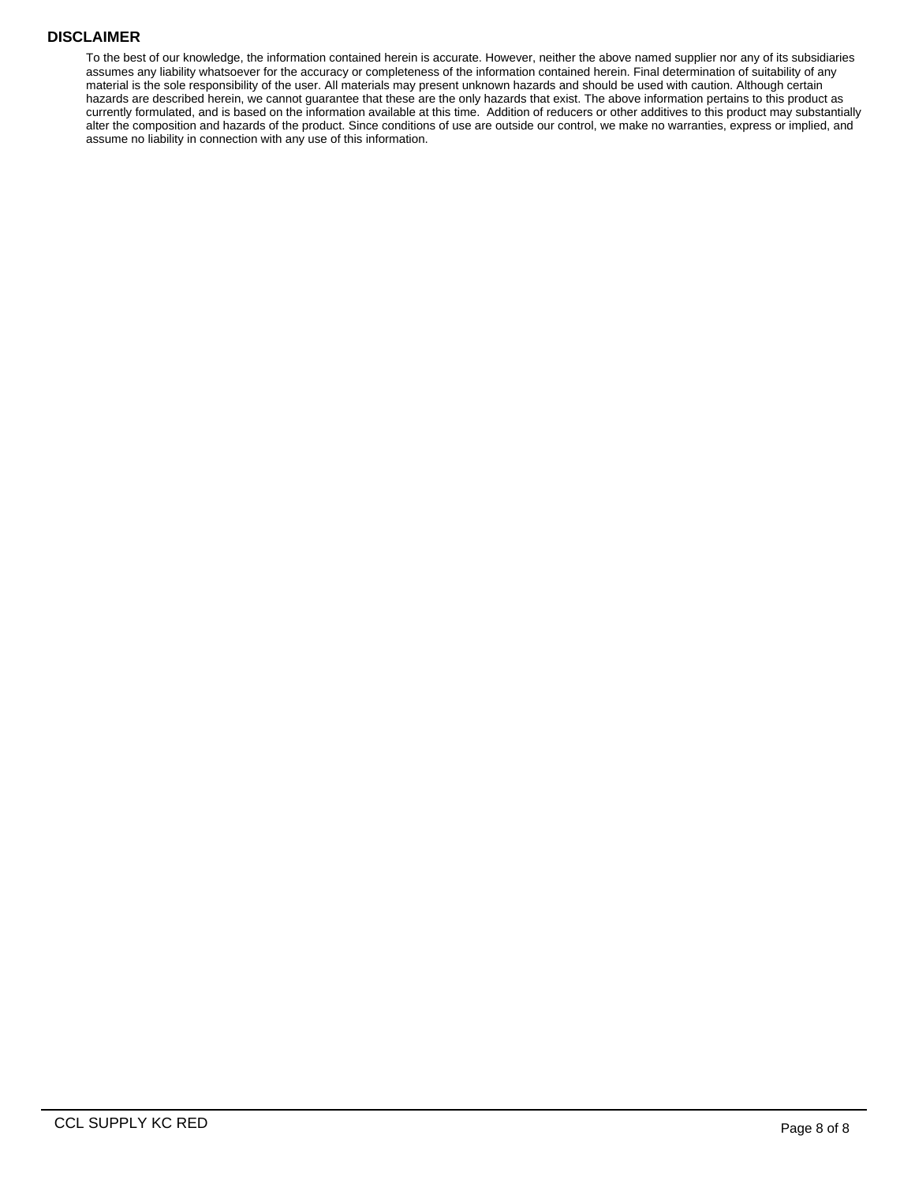## DISCLAIMER

To the best of our knowledge, the information contained herein is accurate. However, neither the above named supplier nor any of its subsidiaries assumes any liability whatsoever for the accuracy or completeness of the information contained herein. Final determination of suitability of any material is the sole responsibility of the user. All materials may present unknown hazards and should be used with caution. Although certain hazards are described herein, we cannot guarantee that these are the only hazards that exist. The above information pertains to this product as currently formulated, and is based on the information available at this time. Addition of reducers or other additives to this product may substantially alter the composition and hazards of the product. Since conditions of use are outside our control, we make no warranties, express or implied, and assume no liability in connection with any use of this information.